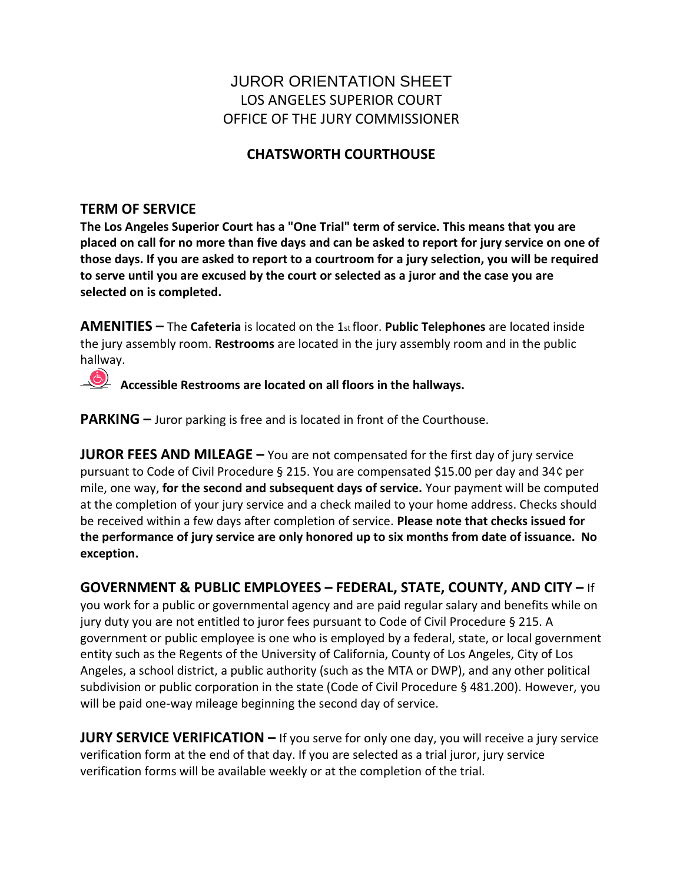# JUROR ORIENTATION SHEET

## LOS ANGELES SUPERIOR COURT

## OFFICE OF THE JURY COMMISSIONER

### CHATSWORTH COURTHOUSE

## TERM OF SERVICE

**The Los Angeles Superior Court has a "One Trial" term of service. This means that you are placed on call for no more than five days and can be asked to report for jury service on one of those days. If you are asked to report to a courtroom for a jury selection, you will be required to serve until you are excused by the court or selected as a juror and the case you are selected on is completed.**

**AMENITIES –** The **Cafeteria** is located on the 1st floor. **Public Telephones** are located inside the jury assembly room. **Restrooms** are located in the jury assembly room and in the public hallway.

**Accessible Restrooms are located on all floors in the hallways.**

**PARKING –** Juror parking is free and is located in front of the Courthouse.

**JUROR FEES AND MILEAGE –** You are not compensated for the first day of jury service pursuant to Code of Civil Procedure § 215. You are compensated $15.00 per day and 34¢ per mile, one way, **for the second and subsequent days of service.** Your payment will be computed at the completion of your jury service and a check mailed to your home address. Checks should be received within a few days after completion of service. **Please note that checks issued for the performance of jury service are only honored up to six months from date of issuance. No exception.**

**GOVERNMENT & PUBLIC EMPLOYEES – FEDERAL, STATE, COUNTY, AND CITY –** If you work for a public or governmental agency and are paid regular salary and benefits while on jury duty you are not entitled to juror fees pursuant to Code of Civil Procedure § 215. A government or public employee is one who is employed by a federal, state, or local government entity such as the Regents of the University of California, County of Los Angeles, City of Los Angeles, a school district, a public authority (such as the MTA or DWP), and any other political subdivision or public corporation in the state (Code of Civil Procedure § 481.200). However, you will be paid one-way mileage beginning the second day of service.

**JURY SERVICE VERIFICATION –** If you serve for only one day, you will receive a jury service verification form at the end of that day. If you are selected as a trial juror, jury service verification forms will be available weekly or at the completion of the trial.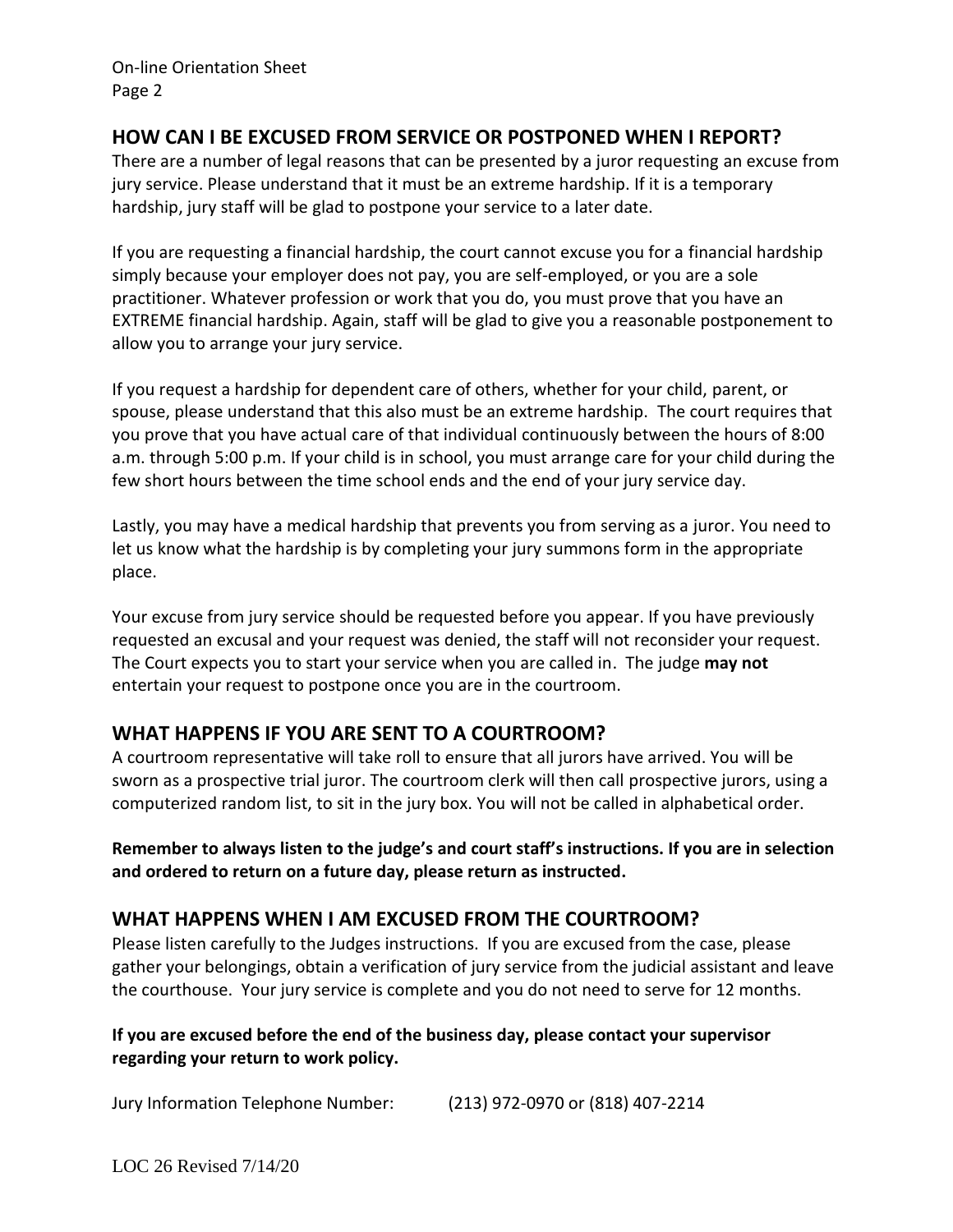## HOW CAN I BE EXCUSED FROM SERVICE OR POSTPONED WHEN I REPORT?

There are a number of legal reasons that can be presented by a juror requesting an excuse from jury service. Please understand that it must be an extreme hardship. If it is a temporary hardship, jury staff will be glad to postpone your service to a later date.

If you are requesting a financial hardship, the court cannot excuse you for a financial hardship simply because your employer does not pay, you are self-employed, or you are a sole practitioner. Whatever profession or work that you do, you must prove that you have an EXTREME financial hardship. Again, staff will be glad to give you a reasonable postponement to allow you to arrange your jury service.

If you request a hardship for dependent care of others, whether for your child, parent, or spouse, please understand that this also must be an extreme hardship. The court requires that you prove that you have actual care of that individual continuously between the hours of 8:00 a.m. through 5:00 p.m. If your child is in school, you must arrange care for your child during the few short hours between the time school ends and the end of your jury service day.

Lastly, you may have a medical hardship that prevents you from serving as a juror. You need to let us know what the hardship is by completing your jury summons form in the appropriate place.

Your excuse from jury service should be requested before you appear. If you have previously requested an excusal and your request was denied, the staff will not reconsider your request. The Court expects you to start your service when you are called in. The judge **may not** entertain your request to postpone once you are in the courtroom.

## WHAT HAPPENS IF YOU ARE SENT TO A COURTROOM?

A courtroom representative will take roll to ensure that all jurors have arrived. You will be sworn as a prospective trial juror. The courtroom clerk will then call prospective jurors, using a computerized random list, to sit in the jury box. You will not be called in alphabetical order.

**Remember to always listen to the judge's and court staff's instructions. If you are in selection and ordered to return on a future day, please return as instructed.**

## WHAT HAPPENS WHEN I AM EXCUSED FROM THE COURTROOM?

Please listen carefully to the Judges instructions. If you are excused from the case, please gather your belongings, obtain a verification of jury service from the judicial assistant and leave the courthouse. Your jury service is complete and you do not need to serve for 12 months.

**If you are excused before the end of the business day, please contact your supervisor regarding your return to work policy.**

Jury Information Telephone Number: (213) 972-0970 or (818) 407-2214

LOC 26 Revised 7/14/20